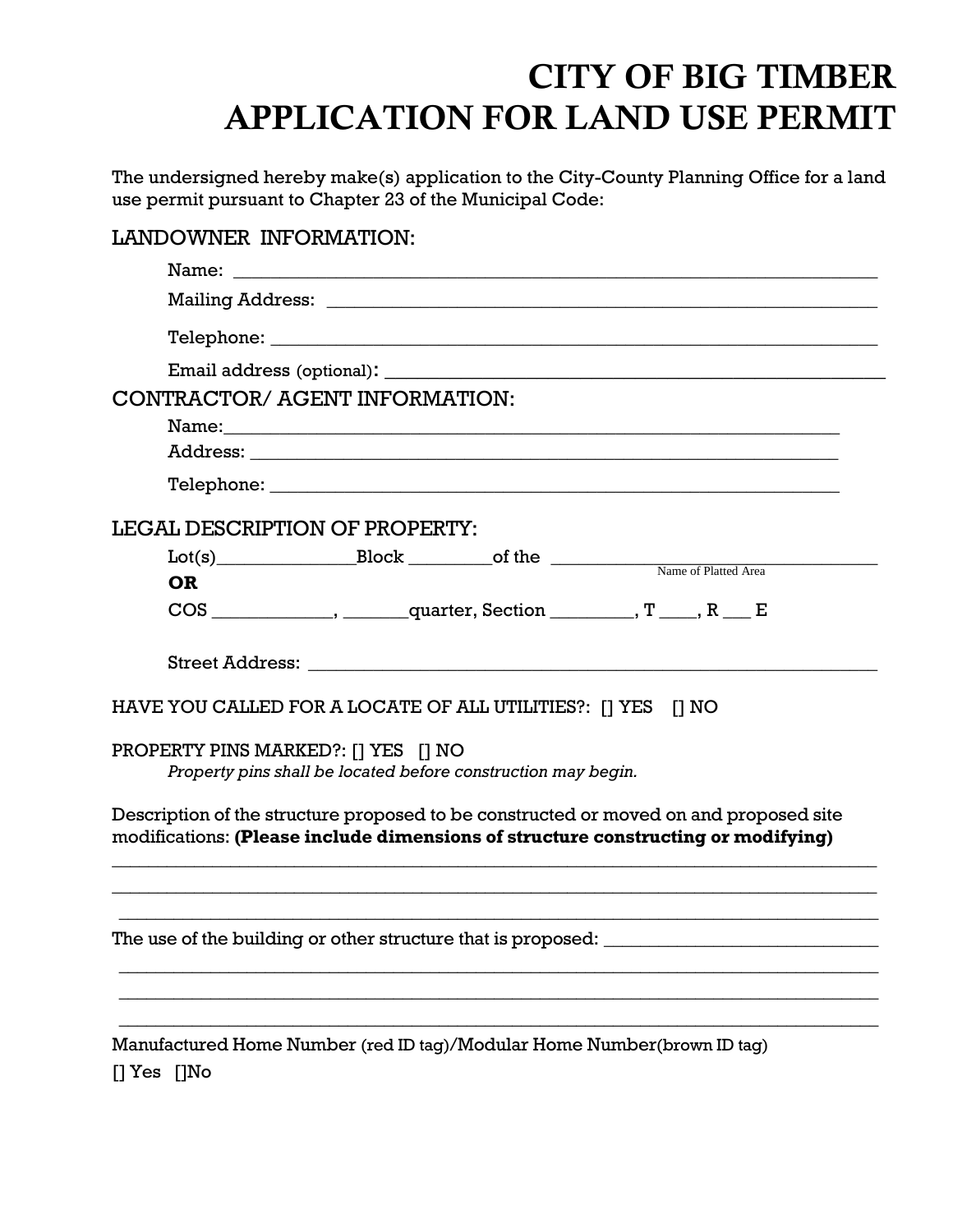# CITY OF BIG TIMBER
# APPLICATION FOR LAND USE PERMIT

The undersigned hereby make(s) application to the City-County Planning Office for a land use permit pursuant to Chapter 23 of the Municipal Code:

## LANDOWNER INFORMATION:

Name: ______________________________________________________________

Mailing Address: ______________________________________________________

Telephone: ___________________________________________________________

Email address (optional): _______________________________________________

## CONTRACTOR/ AGENT INFORMATION:

Name:_______________________________________________________________

Address: ____________________________________________________________

Telephone: ___________________________________________________________

## LEGAL DESCRIPTION OF PROPERTY:

Lot(s)______________Block ________of the ______________________________
Name of Platted Area

**OR**

COS ____________, _______quarter, Section ________, T ____, R ___ E

Street Address: ________________________________________________________

HAVE YOU CALLED FOR A LOCATE OF ALL UTILITIES?: [] YES [] NO

PROPERTY PINS MARKED?: [] YES [] NO

*Property pins shall be located before construction may begin.*

Description of the structure proposed to be constructed or moved on and proposed site modifications: **(Please include dimensions of structure constructing or modifying)**

______________________________________________________________________

______________________________________________________________________

______________________________________________________________________

The use of the building or other structure that is proposed: ____________________________

______________________________________________________________________

______________________________________________________________________

______________________________________________________________________

Manufactured Home Number (red ID tag)/Modular Home Number(brown ID tag)

[] Yes []No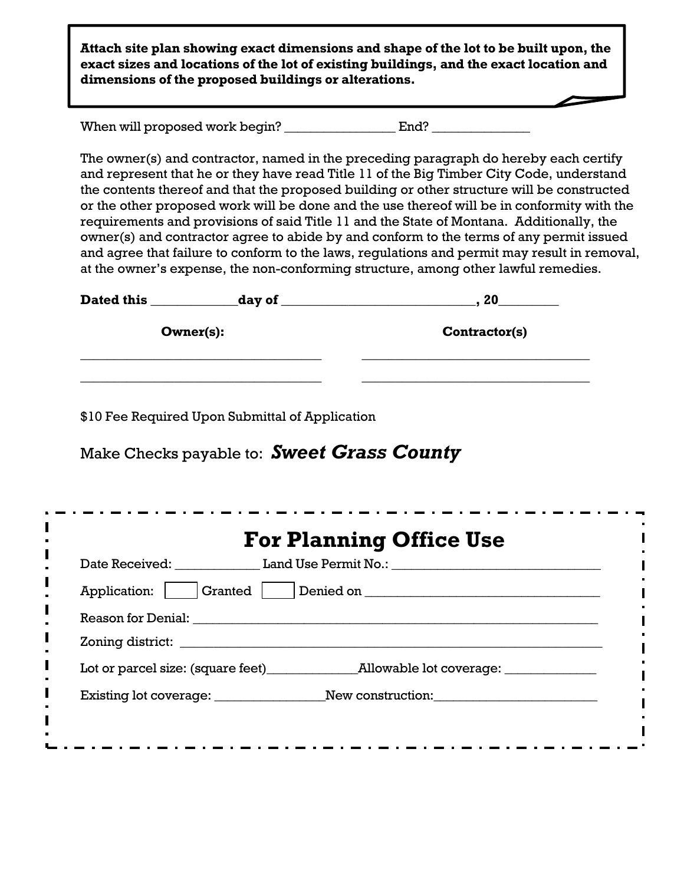**Attach site plan showing exact dimensions and shape of the lot to be built upon, the exact sizes and locations of the lot of existing buildings, and the exact location and dimensions of the proposed buildings or alterations.**

When will proposed work begin? ________________ End? ______________

The owner(s) and contractor, named in the preceding paragraph do hereby each certify and represent that he or they have read Title 11 of the Big Timber City Code, understand the contents thereof and that the proposed building or other structure will be constructed or the other proposed work will be done and the use thereof will be in conformity with the requirements and provisions of said Title 11 and the State of Montana. Additionally, the owner(s) and contractor agree to abide by and conform to the terms of any permit issued and agree that failure to conform to the laws, regulations and permit may result in removal, at the owner's expense, the non-conforming structure, among other lawful remedies.

**Dated this _____________day of _____________________________, 20_________**

| **Owner(s):** | **Contractor(s)** |
|---|---|
| ___________________________________ | ___________________________________ |
| ___________________________________ | ___________________________________ |

$10 Fee Required Upon Submittal of Application

Make Checks payable to: ***Sweet Grass County***

## For Planning Office Use

Date Received: _____________ Land Use Permit No.: ______________________________

Application: ☐ Granted ☐ Denied on ________________________________

Reason for Denial: ____________________________________________________________

Zoning district: _______________________________________________________________

Lot or parcel size: (square feet)_____________Allowable lot coverage: _____________

Existing lot coverage: ________________New construction:_______________________